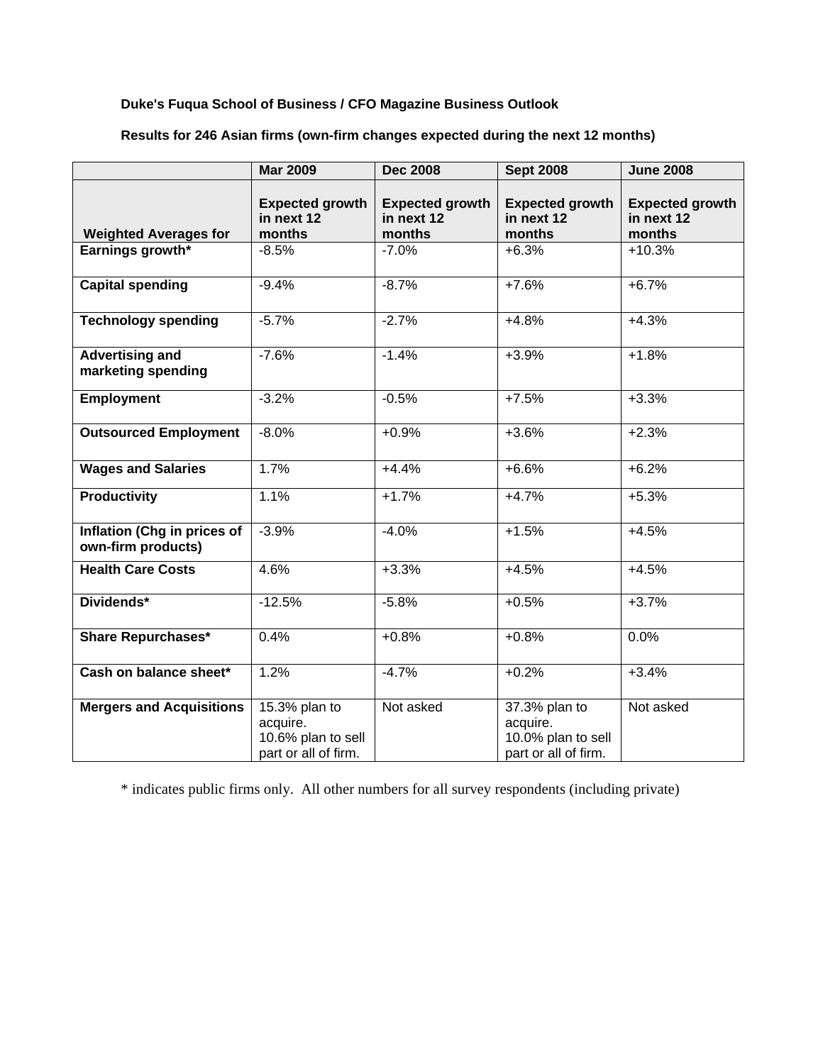**Duke's Fuqua School of Business / CFO Magazine Business Outlook**

**Results for 246 Asian firms (own-firm changes expected during the next 12 months)**

| **Weighted Averages for** | **Mar 2009**<br>**Expected growth in next 12 months** | **Dec 2008**<br>**Expected growth in next 12 months** | **Sept 2008**<br>**Expected growth in next 12 months** | **June 2008**<br>**Expected growth in next 12 months** |
|---|---|---|---|---|
| **Earnings growth*** | -8.5% | -7.0% | +6.3% | +10.3% |
| **Capital spending** | -9.4% | -8.7% | +7.6% | +6.7% |
| **Technology spending** | -5.7% | -2.7% | +4.8% | +4.3% |
| **Advertising and marketing spending** | -7.6% | -1.4% | +3.9% | +1.8% |
| **Employment** | -3.2% | -0.5% | +7.5% | +3.3% |
| **Outsourced Employment** | -8.0% | +0.9% | +3.6% | +2.3% |
| **Wages and Salaries** | 1.7% | +4.4% | +6.6% | +6.2% |
| **Productivity** | 1.1% | +1.7% | +4.7% | +5.3% |
| **Inflation (Chg in prices of own-firm products)** | -3.9% | -4.0% | +1.5% | +4.5% |
| **Health Care Costs** | 4.6% | +3.3% | +4.5% | +4.5% |
| **Dividends*** | -12.5% | -5.8% | +0.5% | +3.7% |
| **Share Repurchases*** | 0.4% | +0.8% | +0.8% | 0.0% |
| **Cash on balance sheet*** | 1.2% | -4.7% | +0.2% | +3.4% |
| **Mergers and Acquisitions** | 15.3% plan to acquire. 10.6% plan to sell part or all of firm. | Not asked | 37.3% plan to acquire. 10.0% plan to sell part or all of firm. | Not asked |

* indicates public firms only. All other numbers for all survey respondents (including private)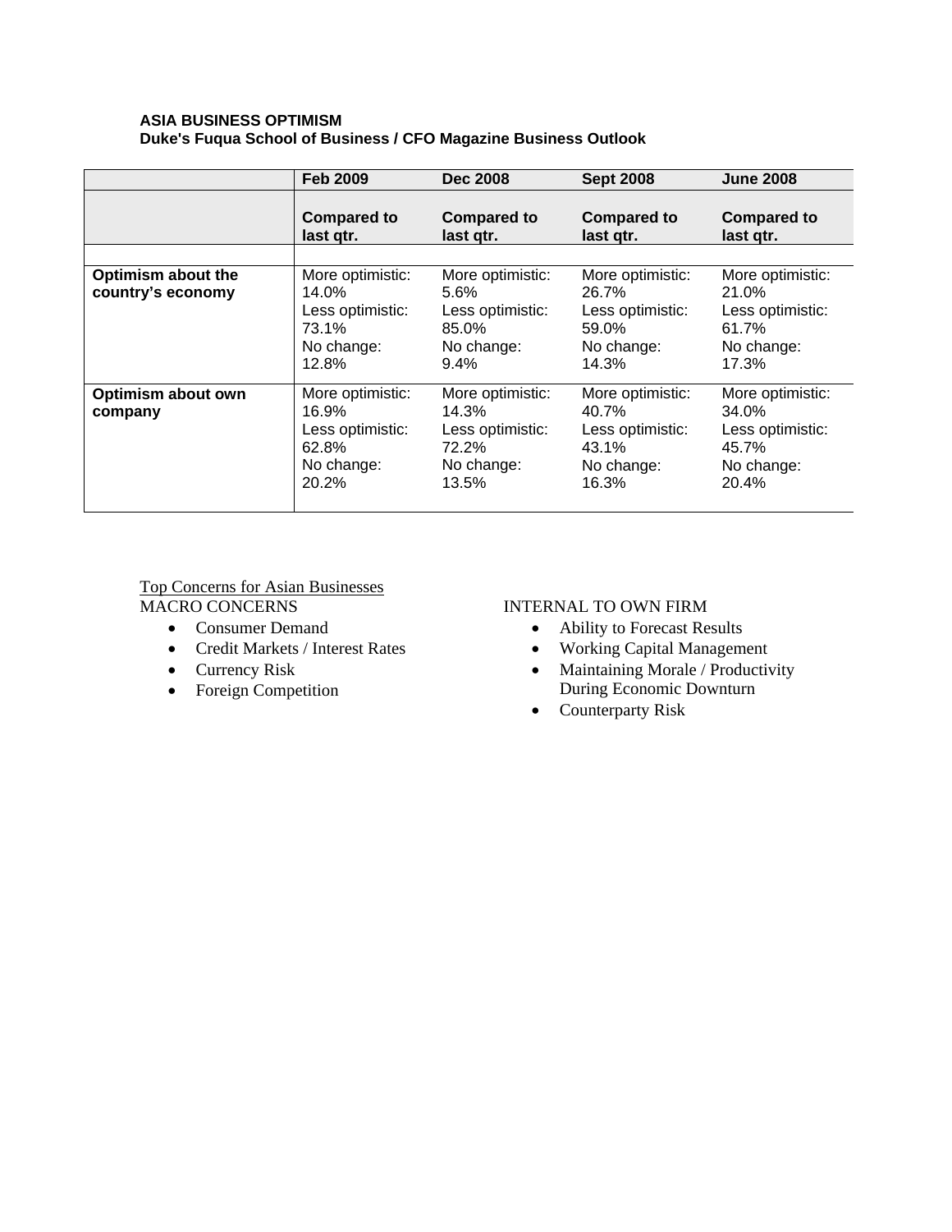**ASIA BUSINESS OPTIMISM**
**Duke's Fuqua School of Business / CFO Magazine Business Outlook**

| | Feb 2009 | Dec 2008 | Sept 2008 | June 2008 |
|---|---|---|---|---|
| | **Compared to last qtr.** | **Compared to last qtr.** | **Compared to last qtr.** | **Compared to last qtr.** |
| **Optimism about the country's economy** | More optimistic: 14.0%<br>Less optimistic: 73.1%<br>No change: 12.8% | More optimistic: 5.6%<br>Less optimistic: 85.0%<br>No change: 9.4% | More optimistic: 26.7%<br>Less optimistic: 59.0%<br>No change: 14.3% | More optimistic: 21.0%<br>Less optimistic: 61.7%<br>No change: 17.3% |
| **Optimism about own company** | More optimistic: 16.9%<br>Less optimistic: 62.8%<br>No change: 20.2% | More optimistic: 14.3%<br>Less optimistic: 72.2%<br>No change: 13.5% | More optimistic: 40.7%<br>Less optimistic: 43.1%<br>No change: 16.3% | More optimistic: 34.0%<br>Less optimistic: 45.7%<br>No change: 20.4% |

Top Concerns for Asian Businesses

MACRO CONCERNS

- Consumer Demand
- Credit Markets / Interest Rates
- Currency Risk
- Foreign Competition

INTERNAL TO OWN FIRM

- Ability to Forecast Results
- Working Capital Management
- Maintaining Morale / Productivity During Economic Downturn
- Counterparty Risk